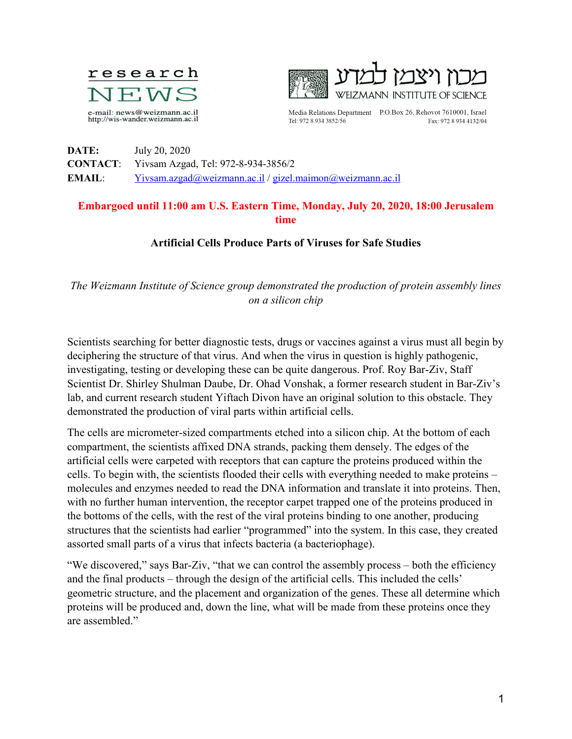research NEWS

e-mail: news@weizmann.ac.il
http://wis-wander.weizmann.ac.il

מכון ויצמן למדע
WEIZMANN INSTITUTE OF SCIENCE

Media Relations Department P.O.Box 26, Rehovot 7610001, Israel
Tel: 972 8 934 3852/56 Fax: 972 8 934 4132/04

**DATE:** July 20, 2020
**CONTACT**: Yivsam Azgad, Tel: 972-8-934-3856/2
**EMAIL**: Yivsam.azgad@weizmann.ac.il / gizel.maimon@weizmann.ac.il

**Embargoed until 11:00 am U.S. Eastern Time, Monday, July 20, 2020, 18:00 Jerusalem time**

## Artificial Cells Produce Parts of Viruses for Safe Studies

*The Weizmann Institute of Science group demonstrated the production of protein assembly lines on a silicon chip*

Scientists searching for better diagnostic tests, drugs or vaccines against a virus must all begin by deciphering the structure of that virus. And when the virus in question is highly pathogenic, investigating, testing or developing these can be quite dangerous. Prof. Roy Bar-Ziv, Staff Scientist Dr. Shirley Shulman Daube, Dr. Ohad Vonshak, a former research student in Bar-Ziv's lab, and current research student Yiftach Divon have an original solution to this obstacle. They demonstrated the production of viral parts within artificial cells.

The cells are micrometer-sized compartments etched into a silicon chip. At the bottom of each compartment, the scientists affixed DNA strands, packing them densely. The edges of the artificial cells were carpeted with receptors that can capture the proteins produced within the cells. To begin with, the scientists flooded their cells with everything needed to make proteins – molecules and enzymes needed to read the DNA information and translate it into proteins. Then, with no further human intervention, the receptor carpet trapped one of the proteins produced in the bottoms of the cells, with the rest of the viral proteins binding to one another, producing structures that the scientists had earlier "programmed" into the system. In this case, they created assorted small parts of a virus that infects bacteria (a bacteriophage).

"We discovered," says Bar-Ziv, "that we can control the assembly process – both the efficiency and the final products – through the design of the artificial cells. This included the cells' geometric structure, and the placement and organization of the genes. These all determine which proteins will be produced and, down the line, what will be made from these proteins once they are assembled."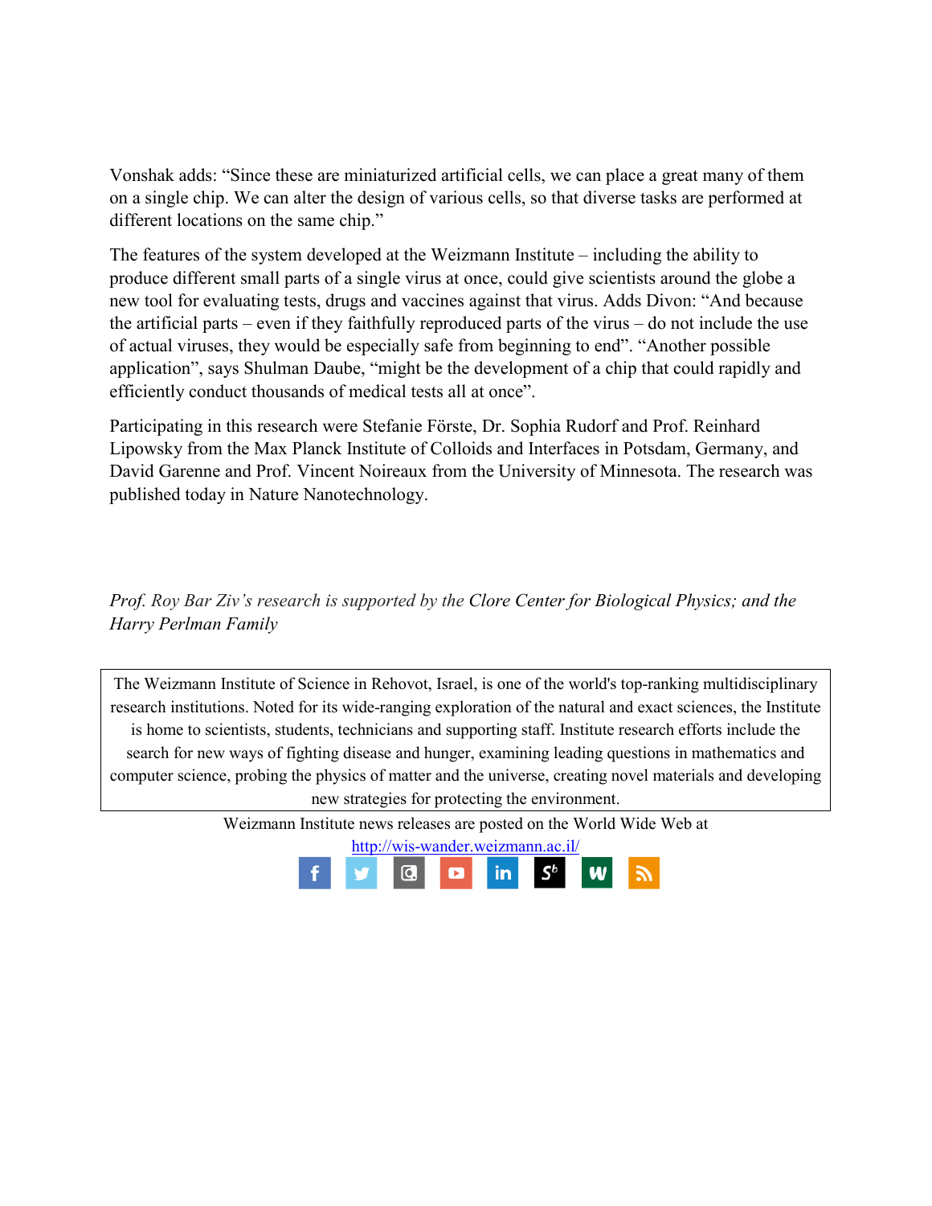Vonshak adds: "Since these are miniaturized artificial cells, we can place a great many of them on a single chip. We can alter the design of various cells, so that diverse tasks are performed at different locations on the same chip."

The features of the system developed at the Weizmann Institute – including the ability to produce different small parts of a single virus at once, could give scientists around the globe a new tool for evaluating tests, drugs and vaccines against that virus. Adds Divon: "And because the artificial parts – even if they faithfully reproduced parts of the virus – do not include the use of actual viruses, they would be especially safe from beginning to end". "Another possible application", says Shulman Daube, "might be the development of a chip that could rapidly and efficiently conduct thousands of medical tests all at once".

Participating in this research were Stefanie Förste, Dr. Sophia Rudorf and Prof. Reinhard Lipowsky from the Max Planck Institute of Colloids and Interfaces in Potsdam, Germany, and David Garenne and Prof. Vincent Noireaux from the University of Minnesota. The research was published today in Nature Nanotechnology.

*Prof. Roy Bar Ziv's research is supported by the Clore Center for Biological Physics; and the Harry Perlman Family*

The Weizmann Institute of Science in Rehovot, Israel, is one of the world's top-ranking multidisciplinary research institutions. Noted for its wide-ranging exploration of the natural and exact sciences, the Institute is home to scientists, students, technicians and supporting staff. Institute research efforts include the search for new ways of fighting disease and hunger, examining leading questions in mathematics and computer science, probing the physics of matter and the universe, creating novel materials and developing new strategies for protecting the environment.

Weizmann Institute news releases are posted on the World Wide Web at
http://wis-wander.weizmann.ac.il/